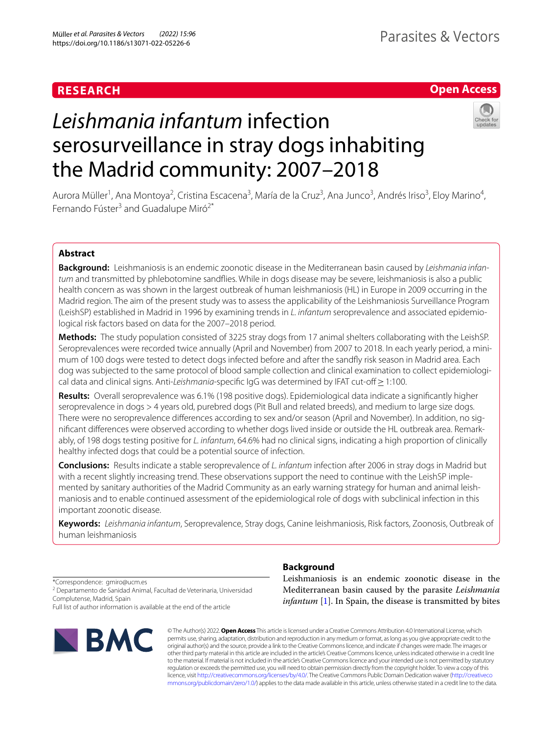RESEARCH

Open Access

# *Leishmania infantum* infection serosurveillance in stray dogs inhabiting the Madrid community: 2007–2018

Aurora Müller[1], Ana Montoya[2], Cristina Escacena[3], María de la Cruz[3], Ana Junco[3], Andrés Iriso[3], Eloy Marino[4], Fernando Fúster[3] and Guadalupe Miró[2*]

## Abstract

**Background:** Leishmaniosis is an endemic zoonotic disease in the Mediterranean basin caused by *Leishmania infantum* and transmitted by phlebotomine sandflies. While in dogs disease may be severe, leishmaniosis is also a public health concern as was shown in the largest outbreak of human leishmaniosis (HL) in Europe in 2009 occurring in the Madrid region. The aim of the present study was to assess the applicability of the Leishmaniosis Surveillance Program (LeishSP) established in Madrid in 1996 by examining trends in *L. infantum* seroprevalence and associated epidemiological risk factors based on data for the 2007–2018 period.

**Methods:** The study population consisted of 3225 stray dogs from 17 animal shelters collaborating with the LeishSP. Seroprevalences were recorded twice annually (April and November) from 2007 to 2018. In each yearly period, a minimum of 100 dogs were tested to detect dogs infected before and after the sandfly risk season in Madrid area. Each dog was subjected to the same protocol of blood sample collection and clinical examination to collect epidemiological data and clinical signs. Anti-*Leishmania*-specific IgG was determined by IFAT cut-off ≥ 1:100.

**Results:** Overall seroprevalence was 6.1% (198 positive dogs). Epidemiological data indicate a significantly higher seroprevalence in dogs > 4 years old, purebred dogs (Pit Bull and related breeds), and medium to large size dogs. There were no seroprevalence differences according to sex and/or season (April and November). In addition, no significant differences were observed according to whether dogs lived inside or outside the HL outbreak area. Remarkably, of 198 dogs testing positive for *L. infantum*, 64.6% had no clinical signs, indicating a high proportion of clinically healthy infected dogs that could be a potential source of infection.

**Conclusions:** Results indicate a stable seroprevalence of *L. infantum* infection after 2006 in stray dogs in Madrid but with a recent slightly increasing trend. These observations support the need to continue with the LeishSP implemented by sanitary authorities of the Madrid Community as an early warning strategy for human and animal leishmaniosis and to enable continued assessment of the epidemiological role of dogs with subclinical infection in this important zoonotic disease.

**Keywords:** *Leishmania infantum*, Seroprevalence, Stray dogs, Canine leishmaniosis, Risk factors, Zoonosis, Outbreak of human leishmaniosis

*Correspondence: gmiro@ucm.es

[2] Departamento de Sanidad Animal, Facultad de Veterinaria, Universidad Complutense, Madrid, Spain

Full list of author information is available at the end of the article

## Background

Leishmaniosis is an endemic zoonotic disease in the Mediterranean basin caused by the parasite *Leishmania infantum* [1]. In Spain, the disease is transmitted by bites

© The Author(s) 2022. **Open Access** This article is licensed under a Creative Commons Attribution 4.0 International License, which permits use, sharing, adaptation, distribution and reproduction in any medium or format, as long as you give appropriate credit to the original author(s) and the source, provide a link to the Creative Commons licence, and indicate if changes were made. The images or other third party material in this article are included in the article's Creative Commons licence, unless indicated otherwise in a credit line to the material. If material is not included in the article's Creative Commons licence and your intended use is not permitted by statutory regulation or exceeds the permitted use, you will need to obtain permission directly from the copyright holder. To view a copy of this licence, visit http://creativecommons.org/licenses/by/4.0/. The Creative Commons Public Domain Dedication waiver (http://creativecommons.org/publicdomain/zero/1.0/) applies to the data made available in this article, unless otherwise stated in a credit line to the data.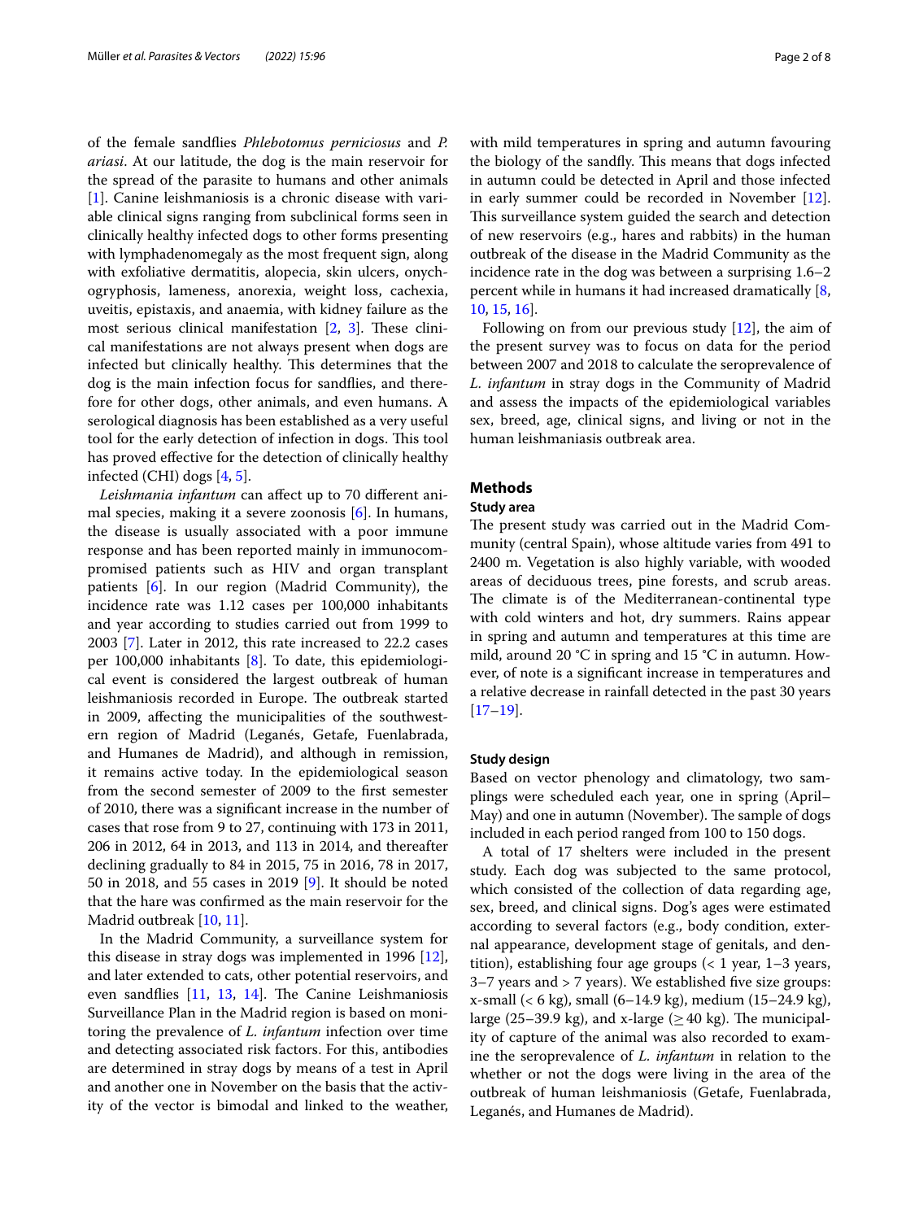of the female sandflies *Phlebotomus perniciosus* and *P. ariasi*. At our latitude, the dog is the main reservoir for the spread of the parasite to humans and other animals [1]. Canine leishmaniosis is a chronic disease with variable clinical signs ranging from subclinical forms seen in clinically healthy infected dogs to other forms presenting with lymphadenomegaly as the most frequent sign, along with exfoliative dermatitis, alopecia, skin ulcers, onychogryphosis, lameness, anorexia, weight loss, cachexia, uveitis, epistaxis, and anaemia, with kidney failure as the most serious clinical manifestation [2, 3]. These clinical manifestations are not always present when dogs are infected but clinically healthy. This determines that the dog is the main infection focus for sandflies, and therefore for other dogs, other animals, and even humans. A serological diagnosis has been established as a very useful tool for the early detection of infection in dogs. This tool has proved effective for the detection of clinically healthy infected (CHI) dogs [4, 5].

*Leishmania infantum* can affect up to 70 different animal species, making it a severe zoonosis [6]. In humans, the disease is usually associated with a poor immune response and has been reported mainly in immunocompromised patients such as HIV and organ transplant patients [6]. In our region (Madrid Community), the incidence rate was 1.12 cases per 100,000 inhabitants and year according to studies carried out from 1999 to 2003 [7]. Later in 2012, this rate increased to 22.2 cases per 100,000 inhabitants [8]. To date, this epidemiological event is considered the largest outbreak of human leishmaniosis recorded in Europe. The outbreak started in 2009, affecting the municipalities of the southwestern region of Madrid (Leganés, Getafe, Fuenlabrada, and Humanes de Madrid), and although in remission, it remains active today. In the epidemiological season from the second semester of 2009 to the first semester of 2010, there was a significant increase in the number of cases that rose from 9 to 27, continuing with 173 in 2011, 206 in 2012, 64 in 2013, and 113 in 2014, and thereafter declining gradually to 84 in 2015, 75 in 2016, 78 in 2017, 50 in 2018, and 55 cases in 2019 [9]. It should be noted that the hare was confirmed as the main reservoir for the Madrid outbreak [10, 11].

In the Madrid Community, a surveillance system for this disease in stray dogs was implemented in 1996 [12], and later extended to cats, other potential reservoirs, and even sandflies [11, 13, 14]. The Canine Leishmaniosis Surveillance Plan in the Madrid region is based on monitoring the prevalence of *L. infantum* infection over time and detecting associated risk factors. For this, antibodies are determined in stray dogs by means of a test in April and another one in November on the basis that the activity of the vector is bimodal and linked to the weather, with mild temperatures in spring and autumn favouring the biology of the sandfly. This means that dogs infected in autumn could be detected in April and those infected in early summer could be recorded in November [12]. This surveillance system guided the search and detection of new reservoirs (e.g., hares and rabbits) in the human outbreak of the disease in the Madrid Community as the incidence rate in the dog was between a surprising 1.6–2 percent while in humans it had increased dramatically [8, 10, 15, 16].

Following on from our previous study [12], the aim of the present survey was to focus on data for the period between 2007 and 2018 to calculate the seroprevalence of *L. infantum* in stray dogs in the Community of Madrid and assess the impacts of the epidemiological variables sex, breed, age, clinical signs, and living or not in the human leishmaniasis outbreak area.

## Methods

### Study area

The present study was carried out in the Madrid Community (central Spain), whose altitude varies from 491 to 2400 m. Vegetation is also highly variable, with wooded areas of deciduous trees, pine forests, and scrub areas. The climate is of the Mediterranean-continental type with cold winters and hot, dry summers. Rains appear in spring and autumn and temperatures at this time are mild, around 20 °C in spring and 15 °C in autumn. However, of note is a significant increase in temperatures and a relative decrease in rainfall detected in the past 30 years [17–19].

### Study design

Based on vector phenology and climatology, two samplings were scheduled each year, one in spring (April–May) and one in autumn (November). The sample of dogs included in each period ranged from 100 to 150 dogs.

A total of 17 shelters were included in the present study. Each dog was subjected to the same protocol, which consisted of the collection of data regarding age, sex, breed, and clinical signs. Dog's ages were estimated according to several factors (e.g., body condition, external appearance, development stage of genitals, and dentition), establishing four age groups (< 1 year, 1–3 years, 3–7 years and > 7 years). We established five size groups: x-small (< 6 kg), small (6–14.9 kg), medium (15–24.9 kg), large (25–39.9 kg), and x-large (≥ 40 kg). The municipality of capture of the animal was also recorded to examine the seroprevalence of *L. infantum* in relation to the whether or not the dogs were living in the area of the outbreak of human leishmaniosis (Getafe, Fuenlabrada, Leganés, and Humanes de Madrid).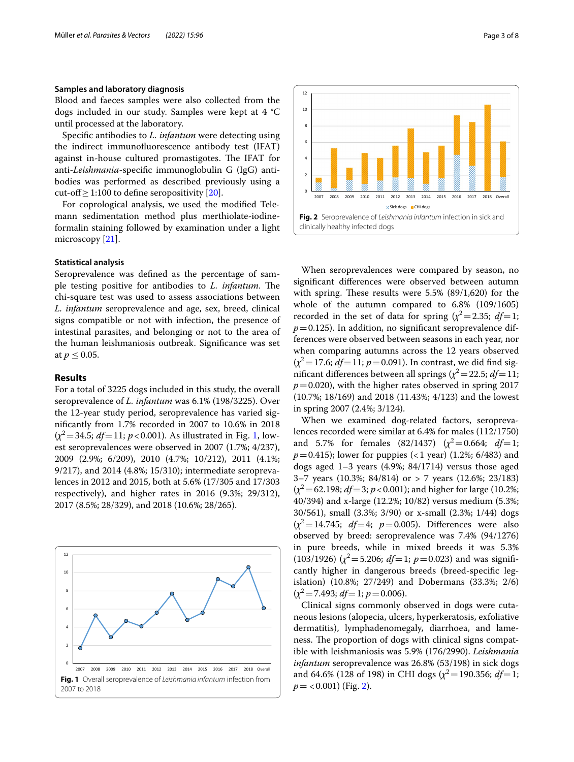### Samples and laboratory diagnosis

Blood and faeces samples were also collected from the dogs included in our study. Samples were kept at 4 °C until processed at the laboratory.

Specific antibodies to *L. infantum* were detecting using the indirect immunofluorescence antibody test (IFAT) against in-house cultured promastigotes. The IFAT for anti-*Leishmania*-specific immunoglobulin G (IgG) antibodies was performed as described previously using a cut-off ≥ 1:100 to define seropositivity [20].

For coprological analysis, we used the modified Telemann sedimentation method plus merthiolate-iodine-formalin staining followed by examination under a light microscopy [21].

### Statistical analysis

Seroprevalence was defined as the percentage of sample testing positive for antibodies to *L. infantum*. The chi-square test was used to assess associations between *L. infantum* seroprevalence and age, sex, breed, clinical signs compatible or not with infection, the presence of intestinal parasites, and belonging or not to the area of the human leishmaniosis outbreak. Significance was set at $p \leq 0.05$.

## Results

For a total of 3225 dogs included in this study, the overall seroprevalence of *L. infantum* was 6.1% (198/3225). Over the 12-year study period, seroprevalence has varied significantly from 1.7% recorded in 2007 to 10.6% in 2018 ($\chi^2 = 34.5$; $df = 11$; $p < 0.001$). As illustrated in Fig. 1, lowest seroprevalences were observed in 2007 (1.7%; 4/237), 2009 (2.9%; 6/209), 2010 (4.7%; 10/212), 2011 (4.1%; 9/217), and 2014 (4.8%; 15/310); intermediate seroprevalences in 2012 and 2015, both at 5.6% (17/305 and 17/303 respectively), and higher rates in 2016 (9.3%; 29/312), 2017 (8.5%; 28/329), and 2018 (10.6%; 28/265).

**Fig. 1** Overall seroprevalence of *Leishmania infantum* infection from 2007 to 2018

**Fig. 2** Seroprevalence of *Leishmania infantum* infection in sick and clinically healthy infected dogs

When seroprevalences were compared by season, no significant differences were observed between autumn with spring. These results were 5.5% (89/1,620) for the whole of the autumn compared to 6.8% (109/1605) recorded in the set of data for spring ($\chi^2 = 2.35$; $df = 1$; $p = 0.125$). In addition, no significant seroprevalence differences were observed between seasons in each year, nor when comparing autumns across the 12 years observed ($\chi^2 = 17.6$; $df = 11$; $p = 0.091$). In contrast, we did find significant differences between all springs ($\chi^2 = 22.5$; $df = 11$; $p = 0.020$), with the higher rates observed in spring 2017 (10.7%; 18/169) and 2018 (11.43%; 4/123) and the lowest in spring 2007 (2.4%; 3/124).

When we examined dog-related factors, seroprevalences recorded were similar at 6.4% for males (112/1750) and 5.7% for females (82/1437) ($\chi^2 = 0.664$; $df = 1$; $p = 0.415$); lower for puppies (< 1 year) (1.2%; 6/483) and dogs aged 1–3 years (4.9%; 84/1714) versus those aged 3–7 years (10.3%; 84/814) or > 7 years (12.6%; 23/183) ($\chi^2 = 62.198$; $df = 3$; $p < 0.001$); and higher for large (10.2%; 40/394) and x-large (12.2%; 10/82) versus medium (5.3%; 30/561), small (3.3%; 3/90) or x-small (2.3%; 1/44) dogs ($\chi^2 = 14.745$; $df = 4$; $p = 0.005$). Differences were also observed by breed: seroprevalence was 7.4% (94/1276) in pure breeds, while in mixed breeds it was 5.3% (103/1926) ($\chi^2 = 5.206$; $df = 1$; $p = 0.023$) and was significantly higher in dangerous breeds (breed-specific legislation) (10.8%; 27/249) and Dobermans (33.3%; 2/6) ($\chi^2 = 7.493$; $df = 1$; $p = 0.006$).

Clinical signs commonly observed in dogs were cutaneous lesions (alopecia, ulcers, hyperkeratosis, exfoliative dermatitis), lymphadenomegaly, diarrhoea, and lameness. The proportion of dogs with clinical signs compatible with leishmaniosis was 5.9% (176/2990). *Leishmania infantum* seroprevalence was 26.8% (53/198) in sick dogs and 64.6% (128 of 198) in CHI dogs ($\chi^2 = 190.356$; $df = 1$; $p = < 0.001$) (Fig. 2).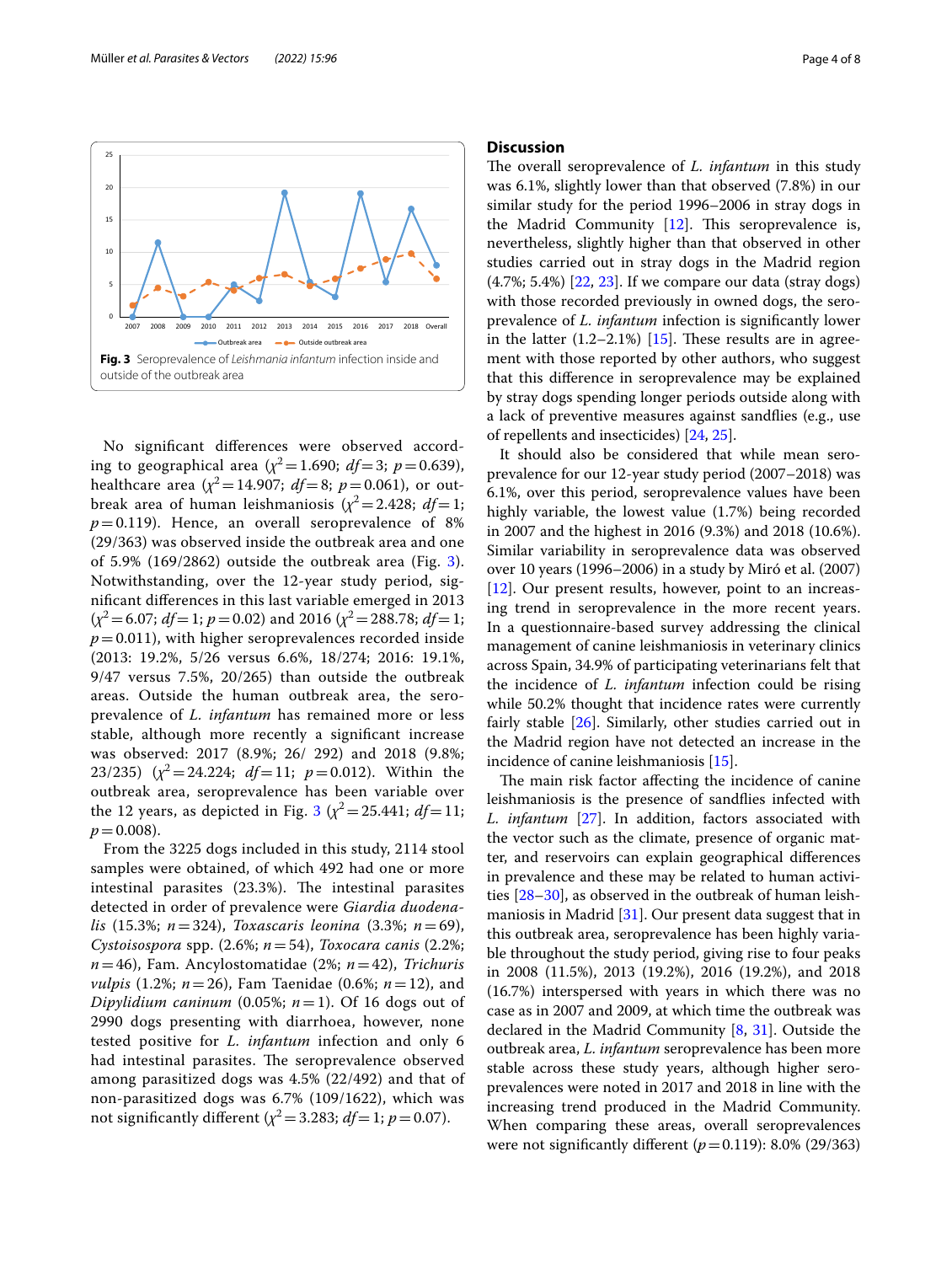Fig. 3 Seroprevalence of *Leishmania infantum* infection inside and outside of the outbreak area

No significant differences were observed according to geographical area ($\chi^2 = 1.690$; $df = 3$; $p = 0.639$), healthcare area ($\chi^2 = 14.907$; $df = 8$; $p = 0.061$), or outbreak area of human leishmaniosis ($\chi^2 = 2.428$; $df = 1$; $p = 0.119$). Hence, an overall seroprevalence of 8% (29/363) was observed inside the outbreak area and one of 5.9% (169/2862) outside the outbreak area (Fig. 3). Notwithstanding, over the 12-year study period, significant differences in this last variable emerged in 2013 ($\chi^2 = 6.07$; $df = 1$; $p = 0.02$) and 2016 ($\chi^2 = 288.78$; $df = 1$; $p = 0.011$), with higher seroprevalences recorded inside (2013: 19.2%, 5/26 versus 6.6%, 18/274; 2016: 19.1%, 9/47 versus 7.5%, 20/265) than outside the outbreak areas. Outside the human outbreak area, the seroprevalence of *L. infantum* has remained more or less stable, although more recently a significant increase was observed: 2017 (8.9%; 26/ 292) and 2018 (9.8%; 23/235) ($\chi^2 = 24.224$; $df = 11$; $p = 0.012$). Within the outbreak area, seroprevalence has been variable over the 12 years, as depicted in Fig. 3 ($\chi^2 = 25.441$; $df = 11$; $p = 0.008$).

From the 3225 dogs included in this study, 2114 stool samples were obtained, of which 492 had one or more intestinal parasites (23.3%). The intestinal parasites detected in order of prevalence were *Giardia duodenalis* (15.3%; $n = 324$), *Toxascaris leonina* (3.3%; $n = 69$), *Cystoisospora* spp. (2.6%; $n = 54$), *Toxocara canis* (2.2%; $n = 46$), Fam. Ancylostomatidae (2%; $n = 42$), *Trichuris vulpis* (1.2%; $n = 26$), Fam Taenidae (0.6%; $n = 12$), and *Dipylidium caninum* (0.05%; $n = 1$). Of 16 dogs out of 2990 dogs presenting with diarrhoea, however, none tested positive for *L. infantum* infection and only 6 had intestinal parasites. The seroprevalence observed among parasitized dogs was 4.5% (22/492) and that of non-parasitized dogs was 6.7% (109/1622), which was not significantly different ($\chi^2 = 3.283$; $df = 1$; $p = 0.07$).

## Discussion

The overall seroprevalence of *L. infantum* in this study was 6.1%, slightly lower than that observed (7.8%) in our similar study for the period 1996–2006 in stray dogs in the Madrid Community [12]. This seroprevalence is, nevertheless, slightly higher than that observed in other studies carried out in stray dogs in the Madrid region (4.7%; 5.4%) [22, 23]. If we compare our data (stray dogs) with those recorded previously in owned dogs, the seroprevalence of *L. infantum* infection is significantly lower in the latter (1.2–2.1%) [15]. These results are in agreement with those reported by other authors, who suggest that this difference in seroprevalence may be explained by stray dogs spending longer periods outside along with a lack of preventive measures against sandflies (e.g., use of repellents and insecticides) [24, 25].

It should also be considered that while mean seroprevalence for our 12-year study period (2007–2018) was 6.1%, over this period, seroprevalence values have been highly variable, the lowest value (1.7%) being recorded in 2007 and the highest in 2016 (9.3%) and 2018 (10.6%). Similar variability in seroprevalence data was observed over 10 years (1996–2006) in a study by Miró et al. (2007) [12]. Our present results, however, point to an increasing trend in seroprevalence in the more recent years. In a questionnaire-based survey addressing the clinical management of canine leishmaniosis in veterinary clinics across Spain, 34.9% of participating veterinarians felt that the incidence of *L. infantum* infection could be rising while 50.2% thought that incidence rates were currently fairly stable [26]. Similarly, other studies carried out in the Madrid region have not detected an increase in the incidence of canine leishmaniosis [15].

The main risk factor affecting the incidence of canine leishmaniosis is the presence of sandflies infected with *L. infantum* [27]. In addition, factors associated with the vector such as the climate, presence of organic matter, and reservoirs can explain geographical differences in prevalence and these may be related to human activities [28–30], as observed in the outbreak of human leishmaniosis in Madrid [31]. Our present data suggest that in this outbreak area, seroprevalence has been highly variable throughout the study period, giving rise to four peaks in 2008 (11.5%), 2013 (19.2%), 2016 (19.2%), and 2018 (16.7%) interspersed with years in which there was no case as in 2007 and 2009, at which time the outbreak was declared in the Madrid Community [8, 31]. Outside the outbreak area, *L. infantum* seroprevalence has been more stable across these study years, although higher seroprevalences were noted in 2017 and 2018 in line with the increasing trend produced in the Madrid Community. When comparing these areas, overall seroprevalences were not significantly different ($p = 0.119$): 8.0% (29/363)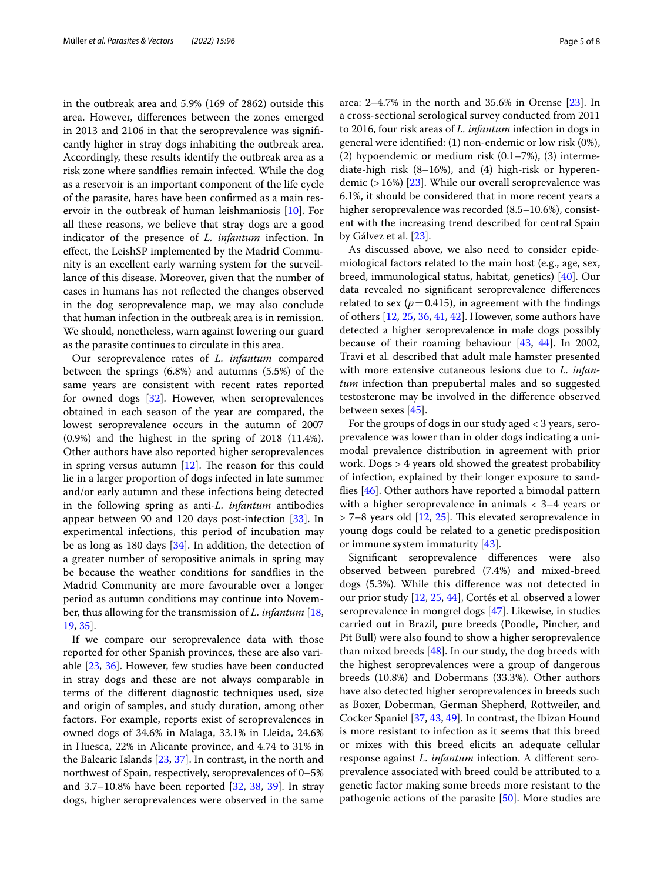in the outbreak area and 5.9% (169 of 2862) outside this area. However, differences between the zones emerged in 2013 and 2106 in that the seroprevalence was significantly higher in stray dogs inhabiting the outbreak area. Accordingly, these results identify the outbreak area as a risk zone where sandflies remain infected. While the dog as a reservoir is an important component of the life cycle of the parasite, hares have been confirmed as a main reservoir in the outbreak of human leishmaniosis [10]. For all these reasons, we believe that stray dogs are a good indicator of the presence of *L. infantum* infection. In effect, the LeishSP implemented by the Madrid Community is an excellent early warning system for the surveillance of this disease. Moreover, given that the number of cases in humans has not reflected the changes observed in the dog seroprevalence map, we may also conclude that human infection in the outbreak area is in remission. We should, nonetheless, warn against lowering our guard as the parasite continues to circulate in this area.

Our seroprevalence rates of *L. infantum* compared between the springs (6.8%) and autumns (5.5%) of the same years are consistent with recent rates reported for owned dogs [32]. However, when seroprevalences obtained in each season of the year are compared, the lowest seroprevalence occurs in the autumn of 2007 (0.9%) and the highest in the spring of 2018 (11.4%). Other authors have also reported higher seroprevalences in spring versus autumn [12]. The reason for this could lie in a larger proportion of dogs infected in late summer and/or early autumn and these infections being detected in the following spring as anti-*L. infantum* antibodies appear between 90 and 120 days post-infection [33]. In experimental infections, this period of incubation may be as long as 180 days [34]. In addition, the detection of a greater number of seropositive animals in spring may be because the weather conditions for sandflies in the Madrid Community are more favourable over a longer period as autumn conditions may continue into November, thus allowing for the transmission of *L. infantum* [18, 19, 35].

If we compare our seroprevalence data with those reported for other Spanish provinces, these are also variable [23, 36]. However, few studies have been conducted in stray dogs and these are not always comparable in terms of the different diagnostic techniques used, size and origin of samples, and study duration, among other factors. For example, reports exist of seroprevalences in owned dogs of 34.6% in Malaga, 33.1% in Lleida, 24.6% in Huesca, 22% in Alicante province, and 4.74 to 31% in the Balearic Islands [23, 37]. In contrast, in the north and northwest of Spain, respectively, seroprevalences of 0–5% and 3.7–10.8% have been reported [32, 38, 39]. In stray dogs, higher seroprevalences were observed in the same area: 2–4.7% in the north and 35.6% in Orense [23]. In a cross-sectional serological survey conducted from 2011 to 2016, four risk areas of *L. infantum* infection in dogs in general were identified: (1) non-endemic or low risk (0%), (2) hypoendemic or medium risk (0.1–7%), (3) intermediate-high risk (8–16%), and (4) high-risk or hyperendemic (> 16%) [23]. While our overall seroprevalence was 6.1%, it should be considered that in more recent years a higher seroprevalence was recorded (8.5–10.6%), consistent with the increasing trend described for central Spain by Gálvez et al. [23].

As discussed above, we also need to consider epidemiological factors related to the main host (e.g., age, sex, breed, immunological status, habitat, genetics) [40]. Our data revealed no significant seroprevalence differences related to sex ($p = 0.415$), in agreement with the findings of others [12, 25, 36, 41, 42]. However, some authors have detected a higher seroprevalence in male dogs possibly because of their roaming behaviour [43, 44]. In 2002, Travi et al. described that adult male hamster presented with more extensive cutaneous lesions due to *L. infantum* infection than prepubertal males and so suggested testosterone may be involved in the difference observed between sexes [45].

For the groups of dogs in our study aged < 3 years, seroprevalence was lower than in older dogs indicating a unimodal prevalence distribution in agreement with prior work. Dogs > 4 years old showed the greatest probability of infection, explained by their longer exposure to sandflies [46]. Other authors have reported a bimodal pattern with a higher seroprevalence in animals < 3–4 years or > 7–8 years old [12, 25]. This elevated seroprevalence in young dogs could be related to a genetic predisposition or immune system immaturity [43].

Significant seroprevalence differences were also observed between purebred (7.4%) and mixed-breed dogs (5.3%). While this difference was not detected in our prior study [12, 25, 44], Cortés et al. observed a lower seroprevalence in mongrel dogs [47]. Likewise, in studies carried out in Brazil, pure breeds (Poodle, Pincher, and Pit Bull) were also found to show a higher seroprevalence than mixed breeds [48]. In our study, the dog breeds with the highest seroprevalences were a group of dangerous breeds (10.8%) and Dobermans (33.3%). Other authors have also detected higher seroprevalences in breeds such as Boxer, Doberman, German Shepherd, Rottweiler, and Cocker Spaniel [37, 43, 49]. In contrast, the Ibizan Hound is more resistant to infection as it seems that this breed or mixes with this breed elicits an adequate cellular response against *L. infantum* infection. A different seroprevalence associated with breed could be attributed to a genetic factor making some breeds more resistant to the pathogenic actions of the parasite [50]. More studies are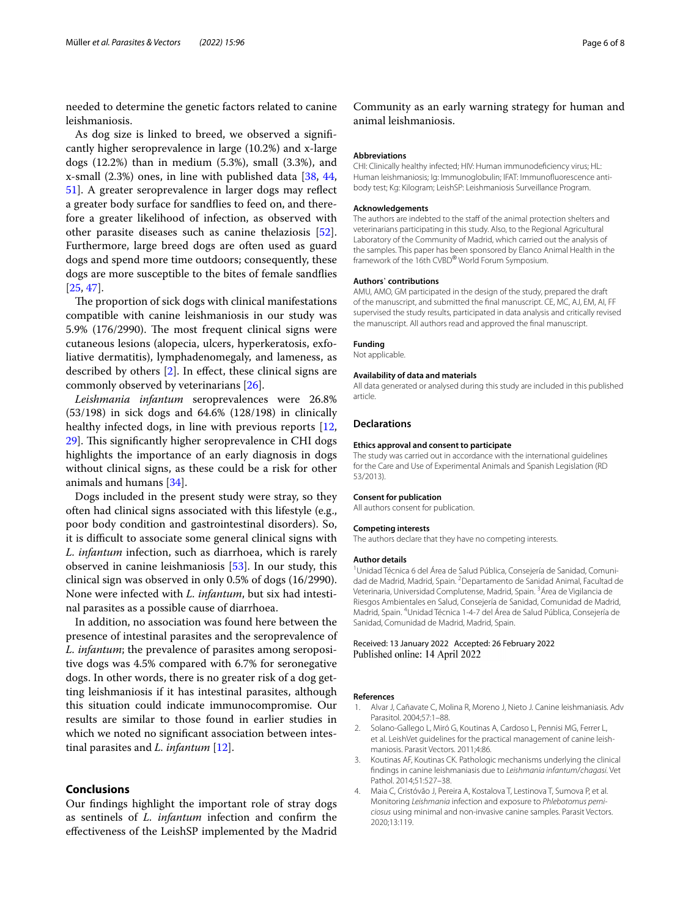needed to determine the genetic factors related to canine leishmaniosis.

As dog size is linked to breed, we observed a significantly higher seroprevalence in large (10.2%) and x-large dogs (12.2%) than in medium (5.3%), small (3.3%), and x-small (2.3%) ones, in line with published data [38, 44, 51]. A greater seroprevalence in larger dogs may reflect a greater body surface for sandflies to feed on, and therefore a greater likelihood of infection, as observed with other parasite diseases such as canine thelaziosis [52]. Furthermore, large breed dogs are often used as guard dogs and spend more time outdoors; consequently, these dogs are more susceptible to the bites of female sandflies [25, 47].

The proportion of sick dogs with clinical manifestations compatible with canine leishmaniosis in our study was 5.9% (176/2990). The most frequent clinical signs were cutaneous lesions (alopecia, ulcers, hyperkeratosis, exfoliative dermatitis), lymphadenomegaly, and lameness, as described by others [2]. In effect, these clinical signs are commonly observed by veterinarians [26].

*Leishmania infantum* seroprevalences were 26.8% (53/198) in sick dogs and 64.6% (128/198) in clinically healthy infected dogs, in line with previous reports [12, 29]. This significantly higher seroprevalence in CHI dogs highlights the importance of an early diagnosis in dogs without clinical signs, as these could be a risk for other animals and humans [34].

Dogs included in the present study were stray, so they often had clinical signs associated with this lifestyle (e.g., poor body condition and gastrointestinal disorders). So, it is difficult to associate some general clinical signs with *L. infantum* infection, such as diarrhoea, which is rarely observed in canine leishmaniosis [53]. In our study, this clinical sign was observed in only 0.5% of dogs (16/2990). None were infected with *L. infantum*, but six had intestinal parasites as a possible cause of diarrhoea.

In addition, no association was found here between the presence of intestinal parasites and the seroprevalence of *L. infantum*; the prevalence of parasites among seropositive dogs was 4.5% compared with 6.7% for seronegative dogs. In other words, there is no greater risk of a dog getting leishmaniosis if it has intestinal parasites, although this situation could indicate immunocompromise. Our results are similar to those found in earlier studies in which we noted no significant association between intestinal parasites and *L. infantum* [12].

## Conclusions

Our findings highlight the important role of stray dogs as sentinels of *L. infantum* infection and confirm the effectiveness of the LeishSP implemented by the Madrid Community as an early warning strategy for human and animal leishmaniosis.

### Abbreviations

CHI: Clinically healthy infected; HIV: Human immunodeficiency virus; HL: Human leishmaniosis; Ig: Immunoglobulin; IFAT: Immunofluorescence antibody test; Kg: Kilogram; LeishSP: Leishmaniosis Surveillance Program.

### Acknowledgements

The authors are indebted to the staff of the animal protection shelters and veterinarians participating in this study. Also, to the Regional Agricultural Laboratory of the Community of Madrid, which carried out the analysis of the samples. This paper has been sponsored by Elanco Animal Health in the framework of the 16th CVBD® World Forum Symposium.

### Authors' contributions

AMU, AMO, GM participated in the design of the study, prepared the draft of the manuscript, and submitted the final manuscript. CE, MC, AJ, EM, AI, FF supervised the study results, participated in data analysis and critically revised the manuscript. All authors read and approved the final manuscript.

### Funding

Not applicable.

### Availability of data and materials

All data generated or analysed during this study are included in this published article.

## Declarations

### Ethics approval and consent to participate

The study was carried out in accordance with the international guidelines for the Care and Use of Experimental Animals and Spanish Legislation (RD 53/2013).

### Consent for publication

All authors consent for publication.

### Competing interests

The authors declare that they have no competing interests.

### Author details

[1]Unidad Técnica 6 del Área de Salud Pública, Consejería de Sanidad, Comunidad de Madrid, Madrid, Spain. [2]Departamento de Sanidad Animal, Facultad de Veterinaria, Universidad Complutense, Madrid, Spain. [3]Área de Vigilancia de Riesgos Ambientales en Salud, Consejería de Sanidad, Comunidad de Madrid, Madrid, Spain. [4]Unidad Técnica 1-4-7 del Área de Salud Pública, Consejería de Sanidad, Comunidad de Madrid, Madrid, Spain.

Received: 13 January 2022 Accepted: 26 February 2022
Published online: 14 April 2022

### References

1. Alvar J, Cañavate C, Molina R, Moreno J, Nieto J. Canine leishmaniasis. Adv Parasitol. 2004;57:1–88.
2. Solano-Gallego L, Miró G, Koutinas A, Cardoso L, Pennisi MG, Ferrer L, et al. LeishVet guidelines for the practical management of canine leishmaniosis. Parasit Vectors. 2011;4:86.
3. Koutinas AF, Koutinas CK. Pathologic mechanisms underlying the clinical findings in canine leishmaniasis due to *Leishmania infantum/chagasi*. Vet Pathol. 2014;51:527–38.
4. Maia C, Cristóvão J, Pereira A, Kostalova T, Lestinova T, Sumova P, et al. Monitoring *Leishmania* infection and exposure to *Phlebotomus perniciosus* using minimal and non-invasive canine samples. Parasit Vectors. 2020;13:119.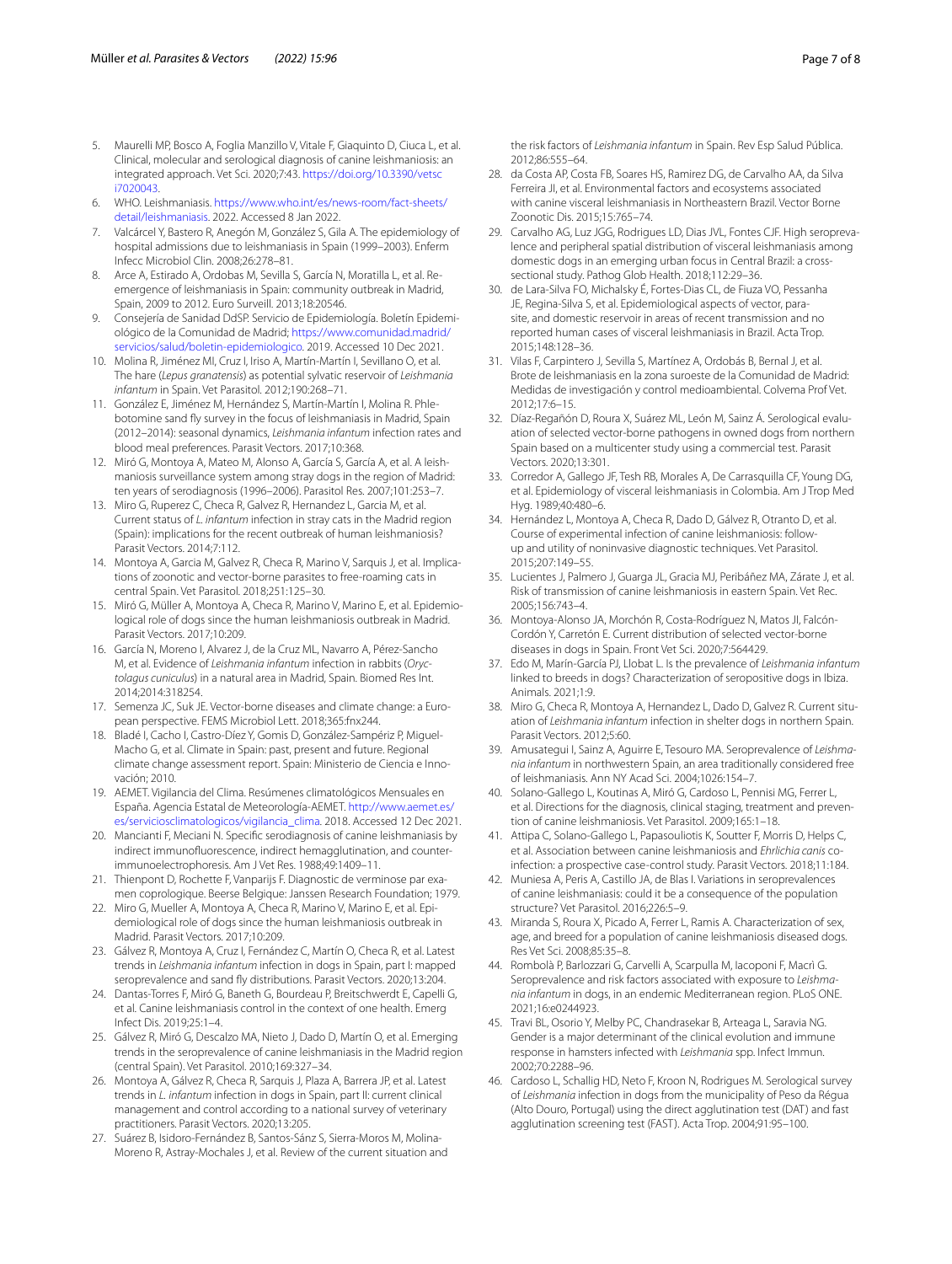5. Maurelli MP, Bosco A, Foglia Manzillo V, Vitale F, Giaquinto D, Ciuca L, et al. Clinical, molecular and serological diagnosis of canine leishmaniosis: an integrated approach. Vet Sci. 2020;7:43. https://doi.org/10.3390/vetsci7020043.
6. WHO. Leishmaniasis. https://www.who.int/es/news-room/fact-sheets/detail/leishmaniasis. 2022. Accessed 8 Jan 2022.
7. Valcárcel Y, Bastero R, Anegón M, González S, Gila A. The epidemiology of hospital admissions due to leishmaniasis in Spain (1999–2003). Enferm Infecc Microbiol Clin. 2008;26:278–81.
8. Arce A, Estirado A, Ordobas M, Sevilla S, García N, Moratilla L, et al. Re-emergence of leishmaniasis in Spain: community outbreak in Madrid, Spain, 2009 to 2012. Euro Surveill. 2013;18:20546.
9. Consejería de Sanidad DdSP. Servicio de Epidemiología. Boletín Epidemiológico de la Comunidad de Madrid; https://www.comunidad.madrid/servicios/salud/boletin-epidemiologico. 2019. Accessed 10 Dec 2021.
10. Molina R, Jiménez MI, Cruz I, Iriso A, Martín-Martín I, Sevillano O, et al. The hare (*Lepus granatensis*) as potential sylvatic reservoir of *Leishmania infantum* in Spain. Vet Parasitol. 2012;190:268–71.
11. González E, Jiménez M, Hernández S, Martín-Martín I, Molina R. Phlebotomine sand fly survey in the focus of leishmaniasis in Madrid, Spain (2012–2014): seasonal dynamics, *Leishmania infantum* infection rates and blood meal preferences. Parasit Vectors. 2017;10:368.
12. Miró G, Montoya A, Mateo M, Alonso A, García S, García A, et al. A leishmaniosis surveillance system among stray dogs in the region of Madrid: ten years of serodiagnosis (1996–2006). Parasitol Res. 2007;101:253–7.
13. Miro G, Ruperez C, Checa R, Galvez R, Hernandez L, Garcia M, et al. Current status of *L. infantum* infection in stray cats in the Madrid region (Spain): implications for the recent outbreak of human leishmaniosis? Parasit Vectors. 2014;7:112.
14. Montoya A, Garcia M, Galvez R, Checa R, Marino V, Sarquis J, et al. Implications of zoonotic and vector-borne parasites to free-roaming cats in central Spain. Vet Parasitol. 2018;251:125–30.
15. Miró G, Müller A, Montoya A, Checa R, Marino V, Marino E, et al. Epidemiological role of dogs since the human leishmaniosis outbreak in Madrid. Parasit Vectors. 2017;10:209.
16. García N, Moreno I, Alvarez J, de la Cruz ML, Navarro A, Pérez-Sancho M, et al. Evidence of *Leishmania infantum* infection in rabbits (*Oryctolagus cuniculus*) in a natural area in Madrid, Spain. Biomed Res Int. 2014;2014:318254.
17. Semenza JC, Suk JE. Vector-borne diseases and climate change: a European perspective. FEMS Microbiol Lett. 2018;365:fnx244.
18. Bladé I, Cacho I, Castro-Díez Y, Gomis D, González-Sampériz P, Miguel-Macho G, et al. Climate in Spain: past, present and future. Regional climate change assessment report. Spain: Ministerio de Ciencia e Innovación; 2010.
19. AEMET. Vigilancia del Clima. Resúmenes climatológicos Mensuales en España. Agencia Estatal de Meteorología-AEMET. http://www.aemet.es/es/serviciosclimatologicos/vigilancia_clima. 2018. Accessed 12 Dec 2021.
20. Mancianti F, Meciani N. Specific serodiagnosis of canine leishmaniasis by indirect immunofluorescence, indirect hemagglutination, and counter-immunoelectrophoresis. Am J Vet Res. 1988;49:1409–11.
21. Thienpont D, Rochette F, Vanparijs F. Diagnostic de verminose par examen coprologique. Beerse Belgique: Janssen Research Foundation; 1979.
22. Miro G, Mueller A, Montoya A, Checa R, Marino V, Marino E, et al. Epidemiological role of dogs since the human leishmaniosis outbreak in Madrid. Parasit Vectors. 2017;10:209.
23. Gálvez R, Montoya A, Cruz I, Fernández C, Martín O, Checa R, et al. Latest trends in *Leishmania infantum* infection in dogs in Spain, part I: mapped seroprevalence and sand fly distributions. Parasit Vectors. 2020;13:204.
24. Dantas-Torres F, Miró G, Baneth G, Bourdeau P, Breitschwerdt E, Capelli G, et al. Canine leishmaniasis control in the context of one health. Emerg Infect Dis. 2019;25:1–4.
25. Gálvez R, Miró G, Descalzo MA, Nieto J, Dado D, Martín O, et al. Emerging trends in the seroprevalence of canine leishmaniasis in the Madrid region (central Spain). Vet Parasitol. 2010;169:327–34.
26. Montoya A, Gálvez R, Checa R, Sarquis J, Plaza A, Barrera JP, et al. Latest trends in *L. infantum* infection in dogs in Spain, part II: current clinical management and control according to a national survey of veterinary practitioners. Parasit Vectors. 2020;13:205.
27. Suárez B, Isidoro-Fernández B, Santos-Sánz S, Sierra-Moros M, Molina-Moreno R, Astray-Mochales J, et al. Review of the current situation and the risk factors of *Leishmania infantum* in Spain. Rev Esp Salud Pública. 2012;86:555–64.
28. da Costa AP, Costa FB, Soares HS, Ramirez DG, de Carvalho AA, da Silva Ferreira JI, et al. Environmental factors and ecosystems associated with canine visceral leishmaniasis in Northeastern Brazil. Vector Borne Zoonotic Dis. 2015;15:765–74.
29. Carvalho AG, Luz JGG, Rodrigues LD, Dias JVL, Fontes CJF. High seroprevalence and peripheral spatial distribution of visceral leishmaniasis among domestic dogs in an emerging urban focus in Central Brazil: a cross-sectional study. Pathog Glob Health. 2018;112:29–36.
30. de Lara-Silva FO, Michalsky É, Fortes-Dias CL, de Fiuza VO, Pessanha JE, Regina-Silva S, et al. Epidemiological aspects of vector, parasite, and domestic reservoir in areas of recent transmission and no reported human cases of visceral leishmaniasis in Brazil. Acta Trop. 2015;148:128–36.
31. Vilas F, Carpintero J, Sevilla S, Martínez A, Ordobás B, Bernal J, et al. Brote de leishmaniasis en la zona suroeste de la Comunidad de Madrid: Medidas de investigación y control medioambiental. Colvema Prof Vet. 2012;17:6–15.
32. Díaz-Regañón D, Roura X, Suárez ML, León M, Sainz Á. Serological evaluation of selected vector-borne pathogens in owned dogs from northern Spain based on a multicenter study using a commercial test. Parasit Vectors. 2020;13:301.
33. Corredor A, Gallego JF, Tesh RB, Morales A, De Carrasquilla CF, Young DG, et al. Epidemiology of visceral leishmaniasis in Colombia. Am J Trop Med Hyg. 1989;40:480–6.
34. Hernández L, Montoya A, Checa R, Dado D, Gálvez R, Otranto D, et al. Course of experimental infection of canine leishmaniosis: follow-up and utility of noninvasive diagnostic techniques. Vet Parasitol. 2015;207:149–55.
35. Lucientes J, Palmero J, Guarga JL, Gracia MJ, Peribáñez MA, Zárate J, et al. Risk of transmission of canine leishmaniosis in eastern Spain. Vet Rec. 2005;156:743–4.
36. Montoya-Alonso JA, Morchón R, Costa-Rodríguez N, Matos JI, Falcón-Cordón Y, Carretón E. Current distribution of selected vector-borne diseases in dogs in Spain. Front Vet Sci. 2020;7:564429.
37. Edo M, Marín-García PJ, Llobat L. Is the prevalence of *Leishmania infantum* linked to breeds in dogs? Characterization of seropositive dogs in Ibiza. Animals. 2021;1:9.
38. Miro G, Checa R, Montoya A, Hernandez L, Dado D, Galvez R. Current situation of *Leishmania infantum* infection in shelter dogs in northern Spain. Parasit Vectors. 2012;5:60.
39. Amusategui I, Sainz A, Aguirre E, Tesouro MA. Seroprevalence of *Leishmania infantum* in northwestern Spain, an area traditionally considered free of leishmaniasis. Ann NY Acad Sci. 2004;1026:154–7.
40. Solano-Gallego L, Koutinas A, Miró G, Cardoso L, Pennisi MG, Ferrer L, et al. Directions for the diagnosis, clinical staging, treatment and prevention of canine leishmaniosis. Vet Parasitol. 2009;165:1–18.
41. Attipa C, Solano-Gallego L, Papasouliotis K, Soutter F, Morris D, Helps C, et al. Association between canine leishmaniosis and *Ehrlichia canis* co-infection: a prospective case-control study. Parasit Vectors. 2018;11:184.
42. Muniesa A, Peris A, Castillo JA, de Blas I. Variations in seroprevalences of canine leishmaniasis: could it be a consequence of the population structure? Vet Parasitol. 2016;226:5–9.
43. Miranda S, Roura X, Picado A, Ferrer L, Ramis A. Characterization of sex, age, and breed for a population of canine leishmaniosis diseased dogs. Res Vet Sci. 2008;85:35–8.
44. Rombolà P, Barlozzari G, Carvelli A, Scarpulla M, Iacoponi F, Macrì G. Seroprevalence and risk factors associated with exposure to *Leishmania infantum* in dogs, in an endemic Mediterranean region. PLoS ONE. 2021;16:e0244923.
45. Travi BL, Osorio Y, Melby PC, Chandrasekar B, Arteaga L, Saravia NG. Gender is a major determinant of the clinical evolution and immune response in hamsters infected with *Leishmania* spp. Infect Immun. 2002;70:2288–96.
46. Cardoso L, Schallig HD, Neto F, Kroon N, Rodrigues M. Serological survey of *Leishmania* infection in dogs from the municipality of Peso da Régua (Alto Douro, Portugal) using the direct agglutination test (DAT) and fast agglutination screening test (FAST). Acta Trop. 2004;91:95–100.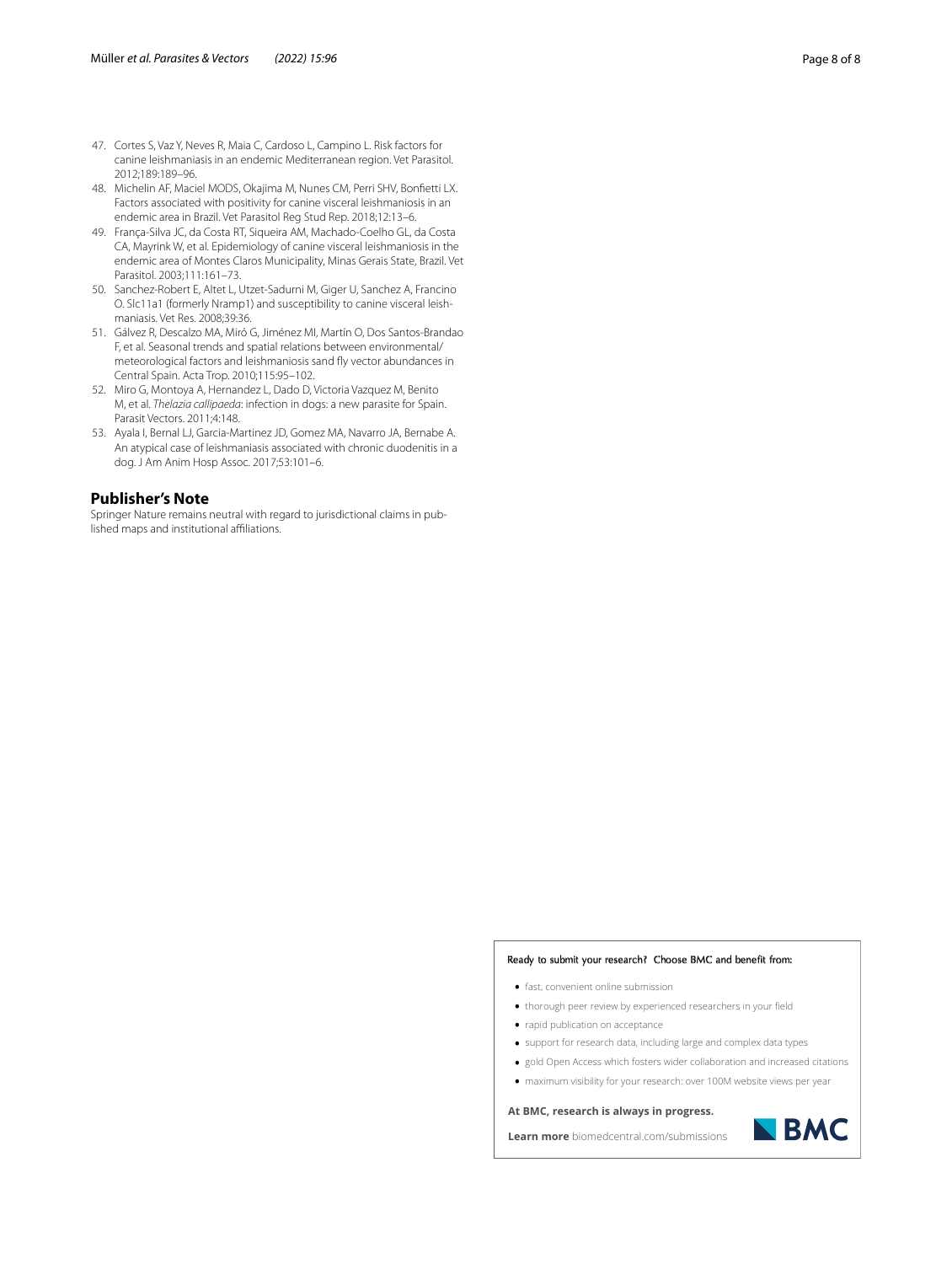47. Cortes S, Vaz Y, Neves R, Maia C, Cardoso L, Campino L. Risk factors for canine leishmaniasis in an endemic Mediterranean region. Vet Parasitol. 2012;189:189–96.
48. Michelin AF, Maciel MODS, Okajima M, Nunes CM, Perri SHV, Bonfietti LX. Factors associated with positivity for canine visceral leishmaniosis in an endemic area in Brazil. Vet Parasitol Reg Stud Rep. 2018;12:13–6.
49. França-Silva JC, da Costa RT, Siqueira AM, Machado-Coelho GL, da Costa CA, Mayrink W, et al. Epidemiology of canine visceral leishmaniosis in the endemic area of Montes Claros Municipality, Minas Gerais State, Brazil. Vet Parasitol. 2003;111:161–73.
50. Sanchez-Robert E, Altet L, Utzet-Sadurni M, Giger U, Sanchez A, Francino O. Slc11a1 (formerly Nramp1) and susceptibility to canine visceral leishmaniasis. Vet Res. 2008;39:36.
51. Gálvez R, Descalzo MA, Miró G, Jiménez MI, Martín O, Dos Santos-Brandao F, et al. Seasonal trends and spatial relations between environmental/meteorological factors and leishmaniosis sand fly vector abundances in Central Spain. Acta Trop. 2010;115:95–102.
52. Miro G, Montoya A, Hernandez L, Dado D, Victoria Vazquez M, Benito M, et al. *Thelazia callipaeda*: infection in dogs: a new parasite for Spain. Parasit Vectors. 2011;4:148.
53. Ayala I, Bernal LJ, Garcia-Martinez JD, Gomez MA, Navarro JA, Bernabe A. An atypical case of leishmaniasis associated with chronic duodenitis in a dog. J Am Anim Hosp Assoc. 2017;53:101–6.

## Publisher's Note

Springer Nature remains neutral with regard to jurisdictional claims in published maps and institutional affiliations.

Ready to submit your research? Choose BMC and benefit from:

- fast, convenient online submission
- thorough peer review by experienced researchers in your field
- rapid publication on acceptance
- support for research data, including large and complex data types
- gold Open Access which fosters wider collaboration and increased citations
- maximum visibility for your research: over 100M website views per year

**At BMC, research is always in progress.**

**Learn more** biomedcentral.com/submissions

BMC